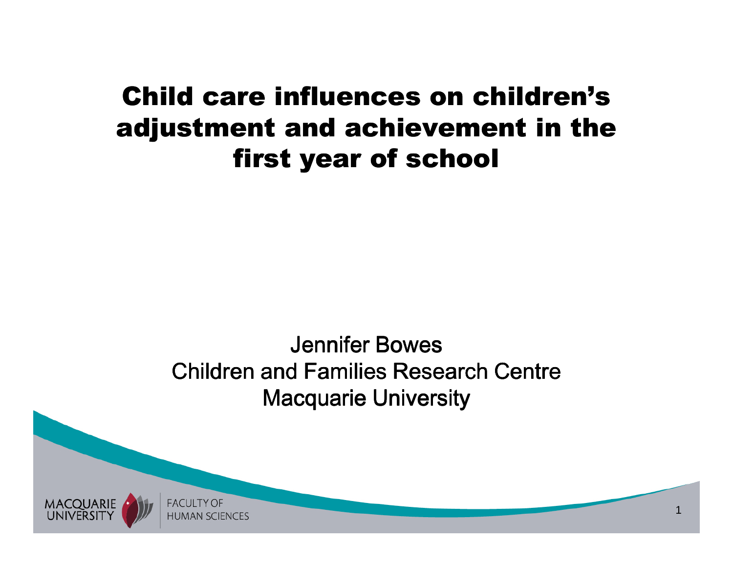# Child care influences on children's adjustment and achievement in the first year of school

Jennifer Bowes
Children and Families Research Centre
Macquarie University

MACQUARIE UNIVERSITY
FACULTY OF HUMAN SCIENCES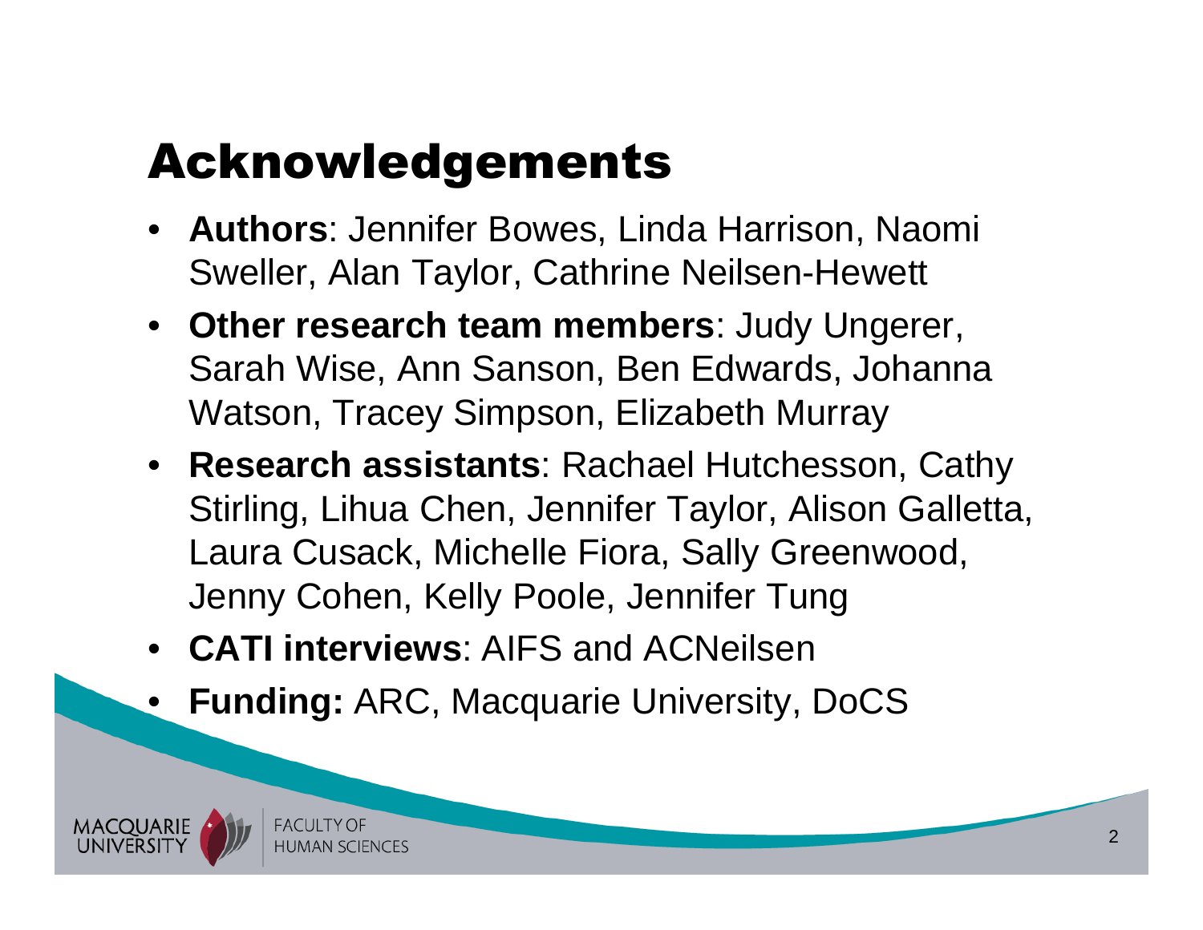# Acknowledgements

- **Authors**: Jennifer Bowes, Linda Harrison, Naomi Sweller, Alan Taylor, Cathrine Neilsen-Hewett
- **Other research team members**: Judy Ungerer, Sarah Wise, Ann Sanson, Ben Edwards, Johanna Watson, Tracey Simpson, Elizabeth Murray
- **Research assistants**: Rachael Hutchesson, Cathy Stirling, Lihua Chen, Jennifer Taylor, Alison Galletta, Laura Cusack, Michelle Fiora, Sally Greenwood, Jenny Cohen, Kelly Poole, Jennifer Tung
- **CATI interviews**: AIFS and ACNeilsen
- **Funding:** ARC, Macquarie University, DoCS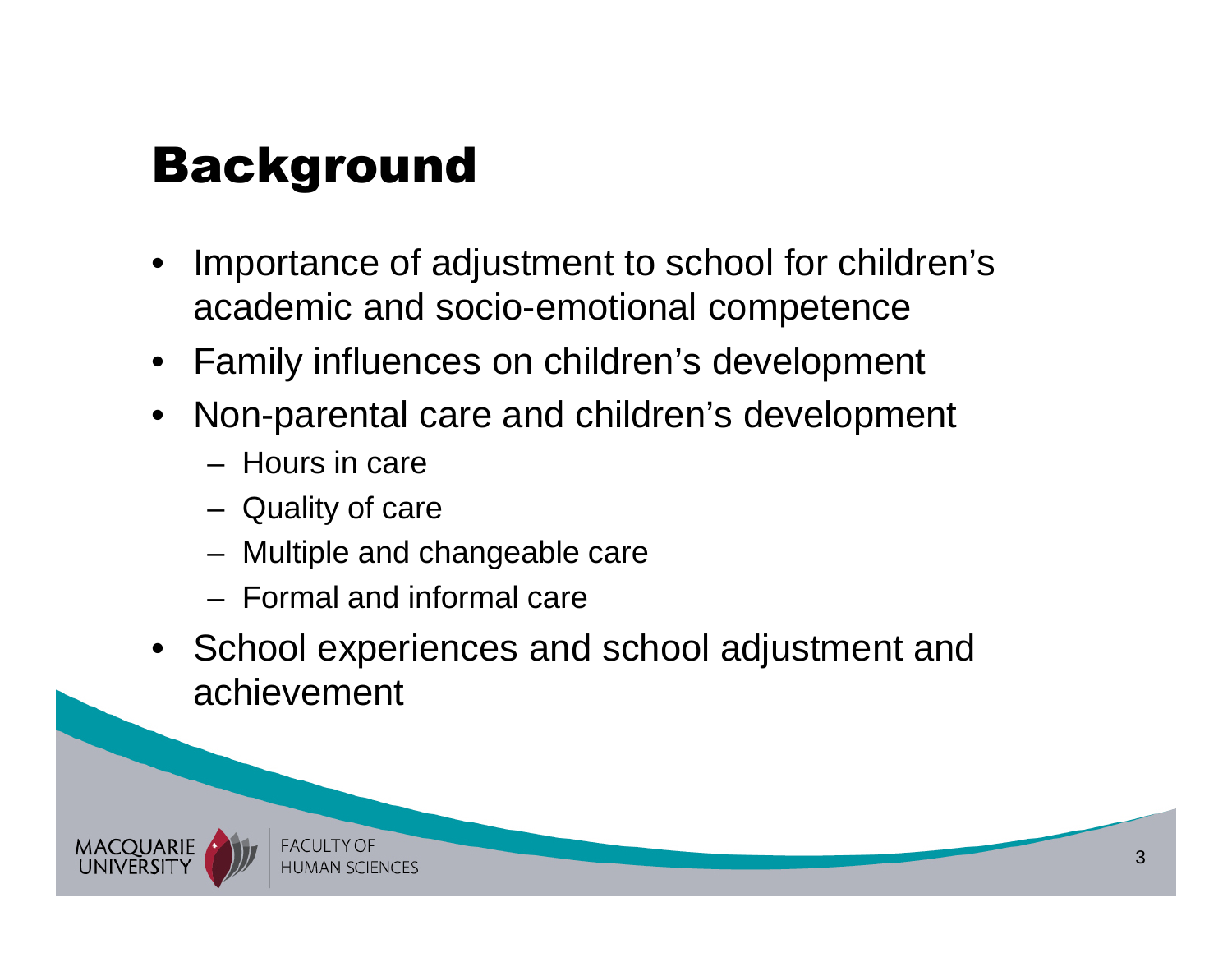# Background

- Importance of adjustment to school for children's academic and socio-emotional competence
- Family influences on children's development
- Non-parental care and children's development
  - Hours in care
  - Quality of care
  - Multiple and changeable care
  - Formal and informal care
- School experiences and school adjustment and achievement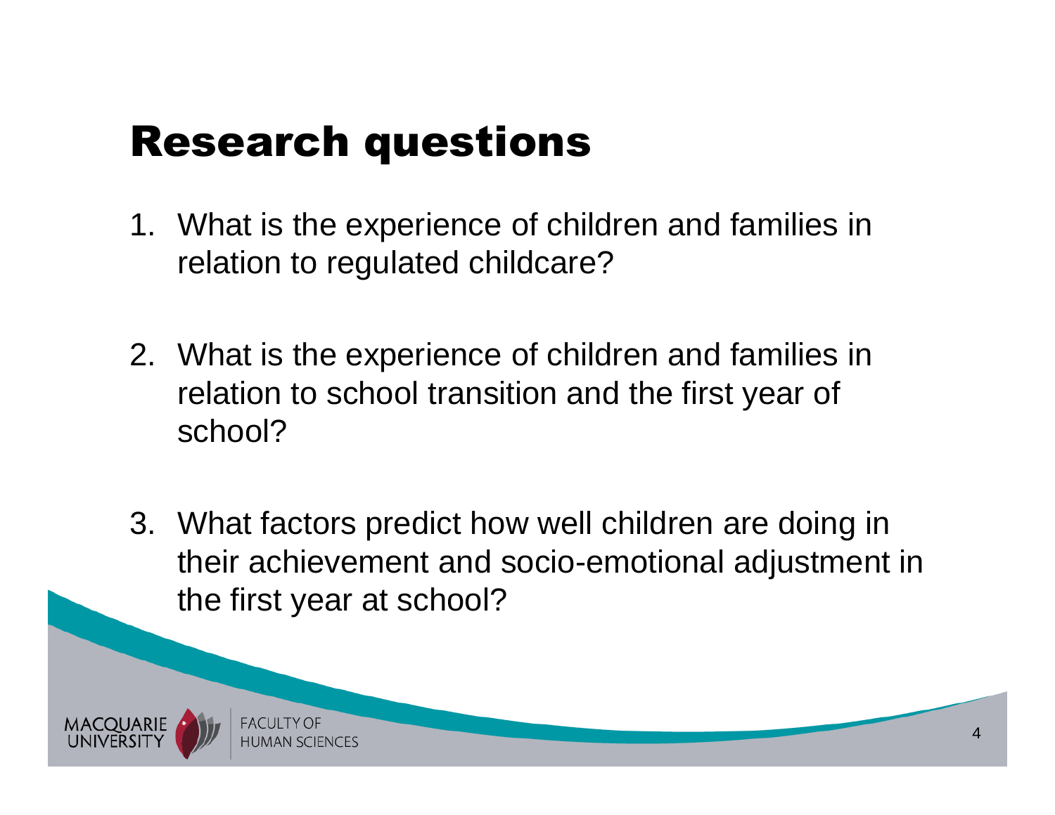# Research questions

1. What is the experience of children and families in relation to regulated childcare?

2. What is the experience of children and families in relation to school transition and the first year of school?

3. What factors predict how well children are doing in their achievement and socio-emotional adjustment in the first year at school?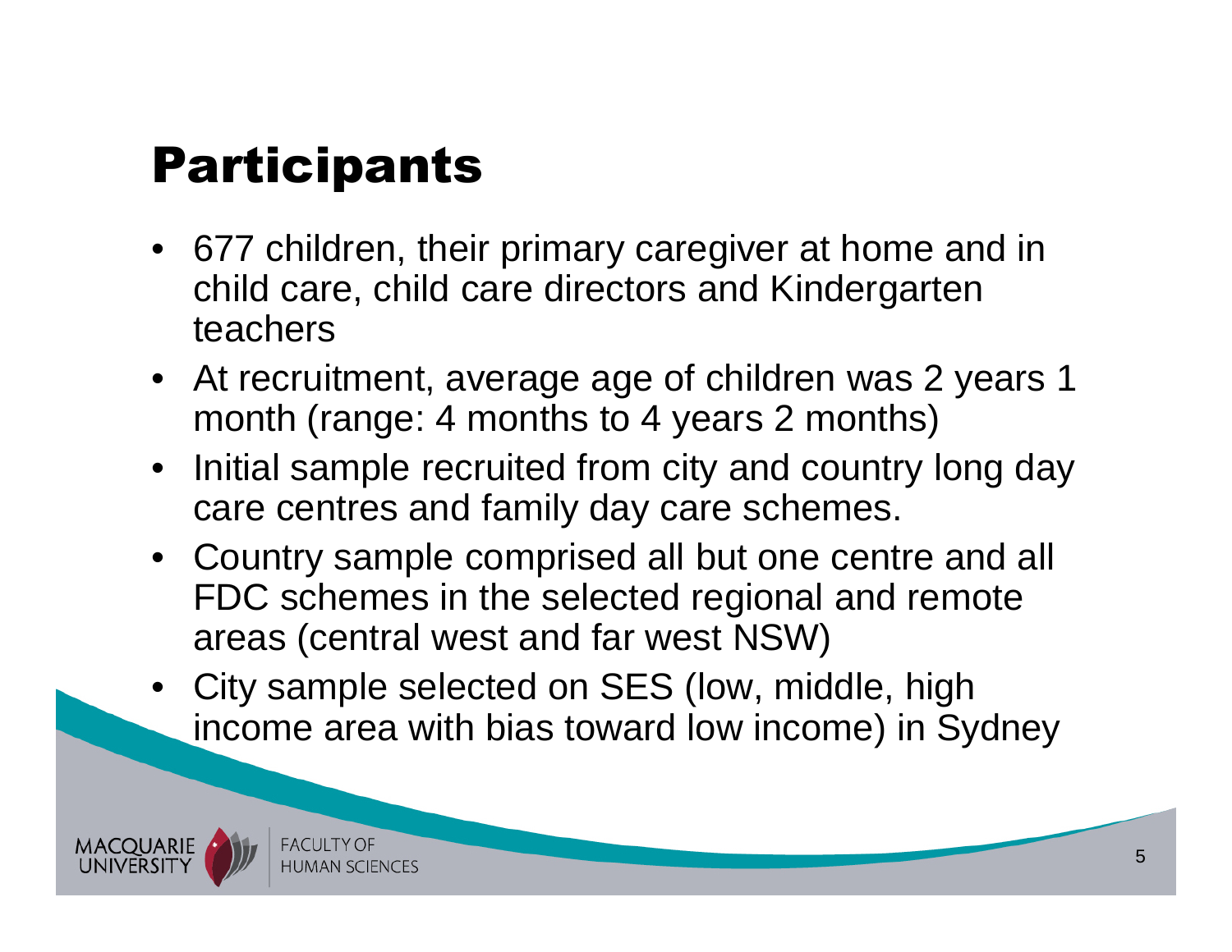# Participants

- 677 children, their primary caregiver at home and in child care, child care directors and Kindergarten teachers
- At recruitment, average age of children was 2 years 1 month (range: 4 months to 4 years 2 months)
- Initial sample recruited from city and country long day care centres and family day care schemes.
- Country sample comprised all but one centre and all FDC schemes in the selected regional and remote areas (central west and far west NSW)
- City sample selected on SES (low, middle, high income area with bias toward low income) in Sydney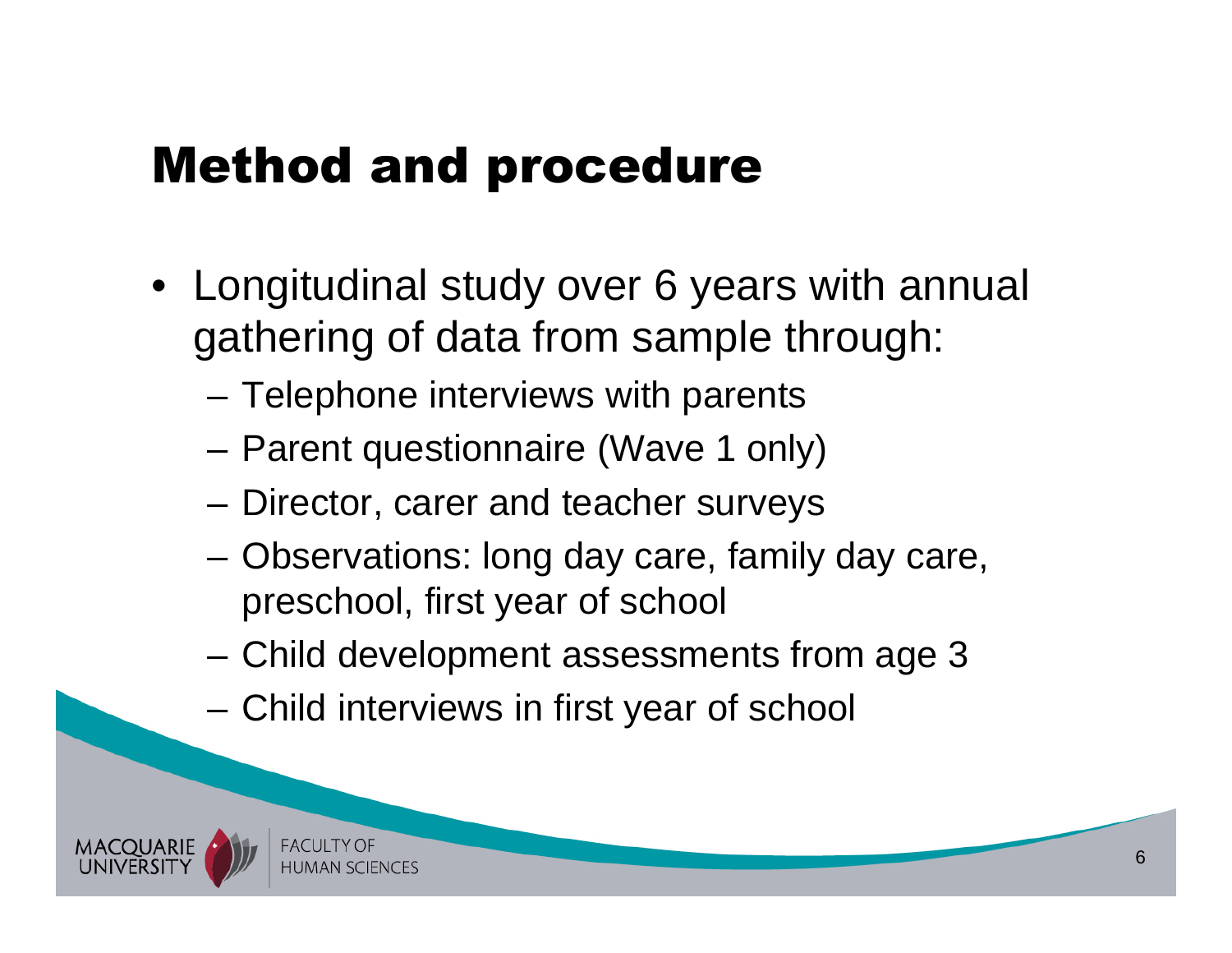# Method and procedure

- Longitudinal study over 6 years with annual gathering of data from sample through:
  - Telephone interviews with parents
  - Parent questionnaire (Wave 1 only)
  - Director, carer and teacher surveys
  - Observations: long day care, family day care, preschool, first year of school
  - Child development assessments from age 3
  - Child interviews in first year of school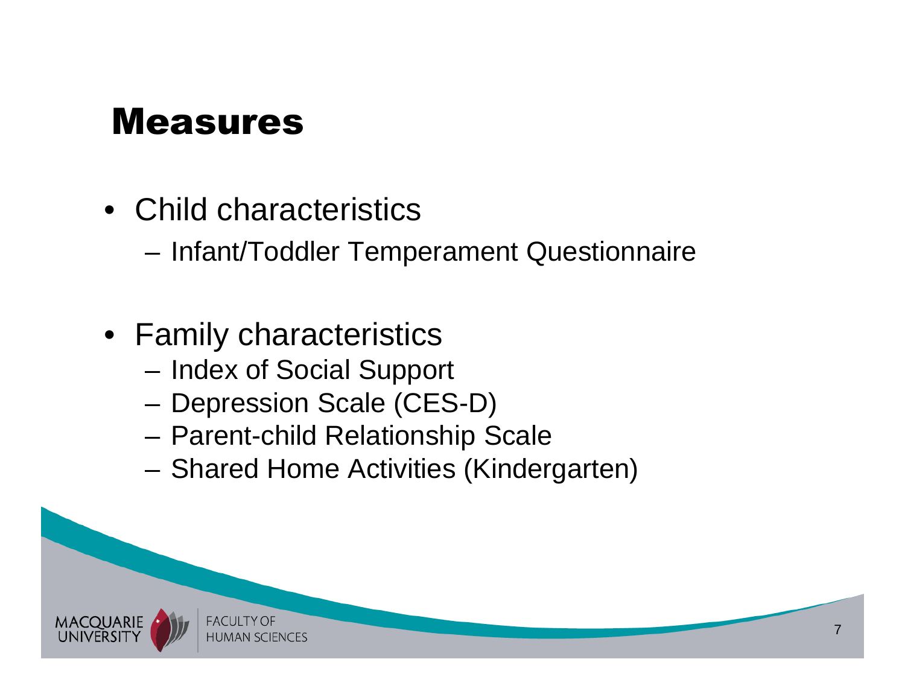# Measures

- Child characteristics
  - Infant/Toddler Temperament Questionnaire

- Family characteristics
  - Index of Social Support
  - Depression Scale (CES-D)
  - Parent-child Relationship Scale
  - Shared Home Activities (Kindergarten)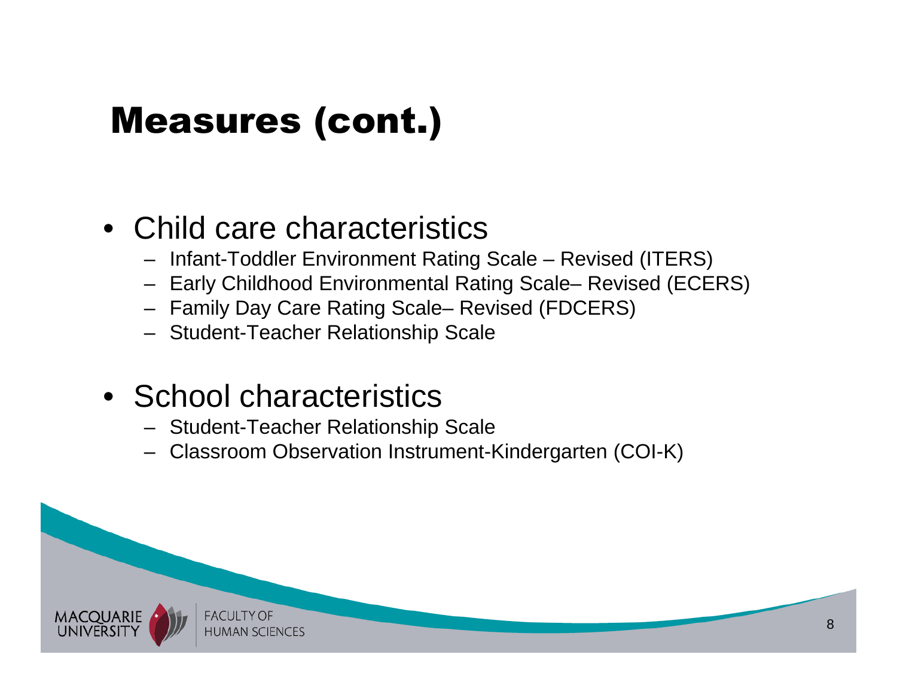# Measures (cont.)

- Child care characteristics
  - Infant-Toddler Environment Rating Scale – Revised (ITERS)
  - Early Childhood Environmental Rating Scale– Revised (ECERS)
  - Family Day Care Rating Scale– Revised (FDCERS)
  - Student-Teacher Relationship Scale

- School characteristics
  - Student-Teacher Relationship Scale
  - Classroom Observation Instrument-Kindergarten (COI-K)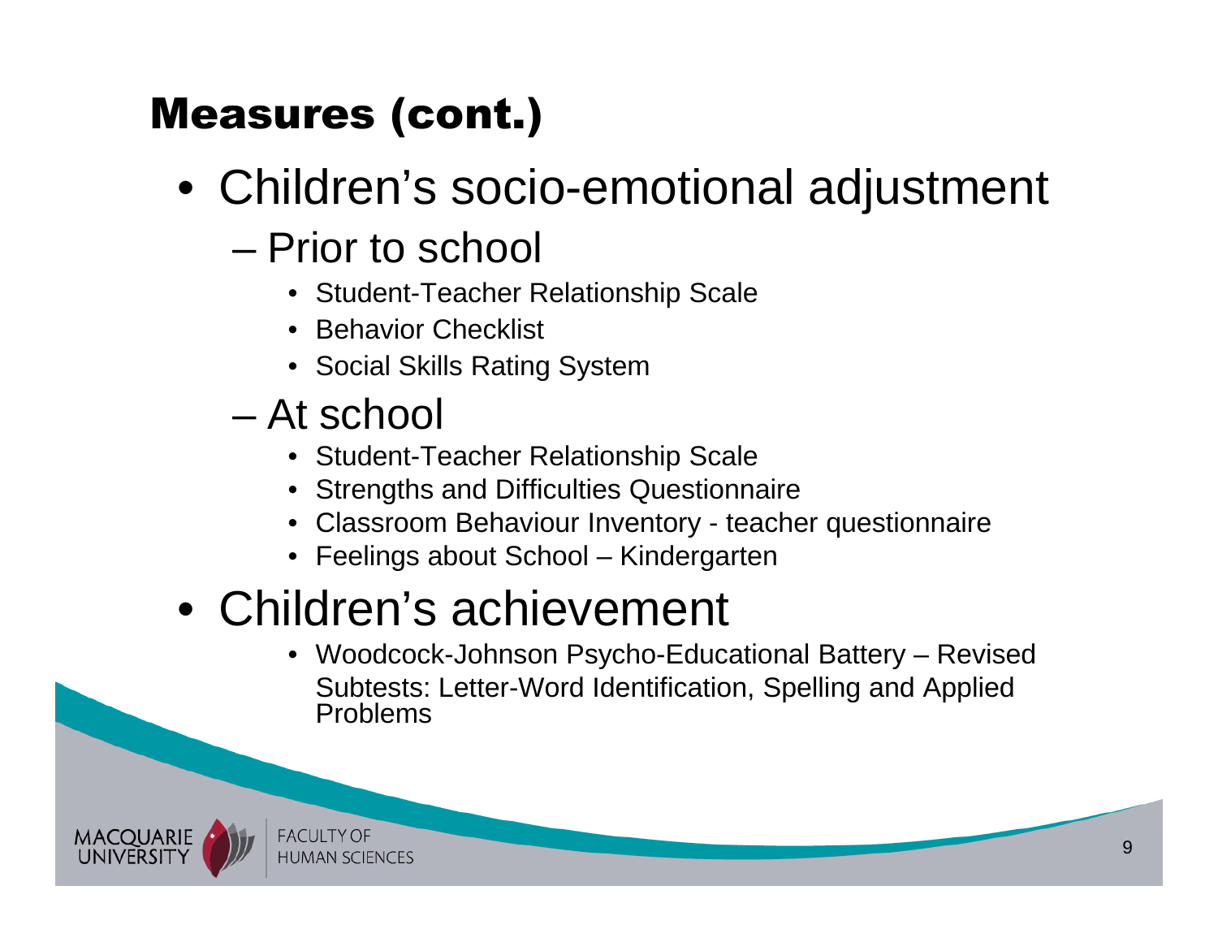## Measures (cont.)

- Children's socio-emotional adjustment
  - Prior to school
    - Student-Teacher Relationship Scale
    - Behavior Checklist
    - Social Skills Rating System
  - At school
    - Student-Teacher Relationship Scale
    - Strengths and Difficulties Questionnaire
    - Classroom Behaviour Inventory - teacher questionnaire
    - Feelings about School – Kindergarten
- Children's achievement
  - Woodcock-Johnson Psycho-Educational Battery – Revised Subtests: Letter-Word Identification, Spelling and Applied Problems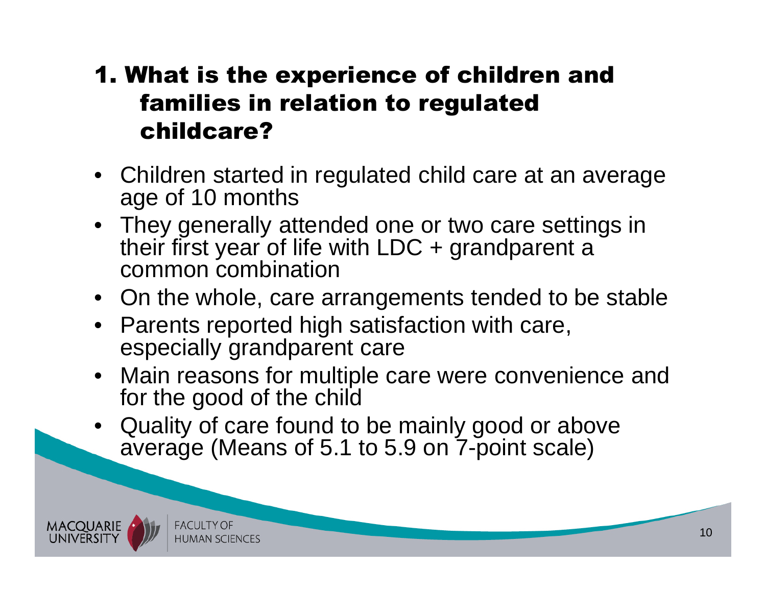# 1. What is the experience of children and families in relation to regulated childcare?

- Children started in regulated child care at an average age of 10 months
- They generally attended one or two care settings in their first year of life with LDC + grandparent a common combination
- On the whole, care arrangements tended to be stable
- Parents reported high satisfaction with care, especially grandparent care
- Main reasons for multiple care were convenience and for the good of the child
- Quality of care found to be mainly good or above average (Means of 5.1 to 5.9 on 7-point scale)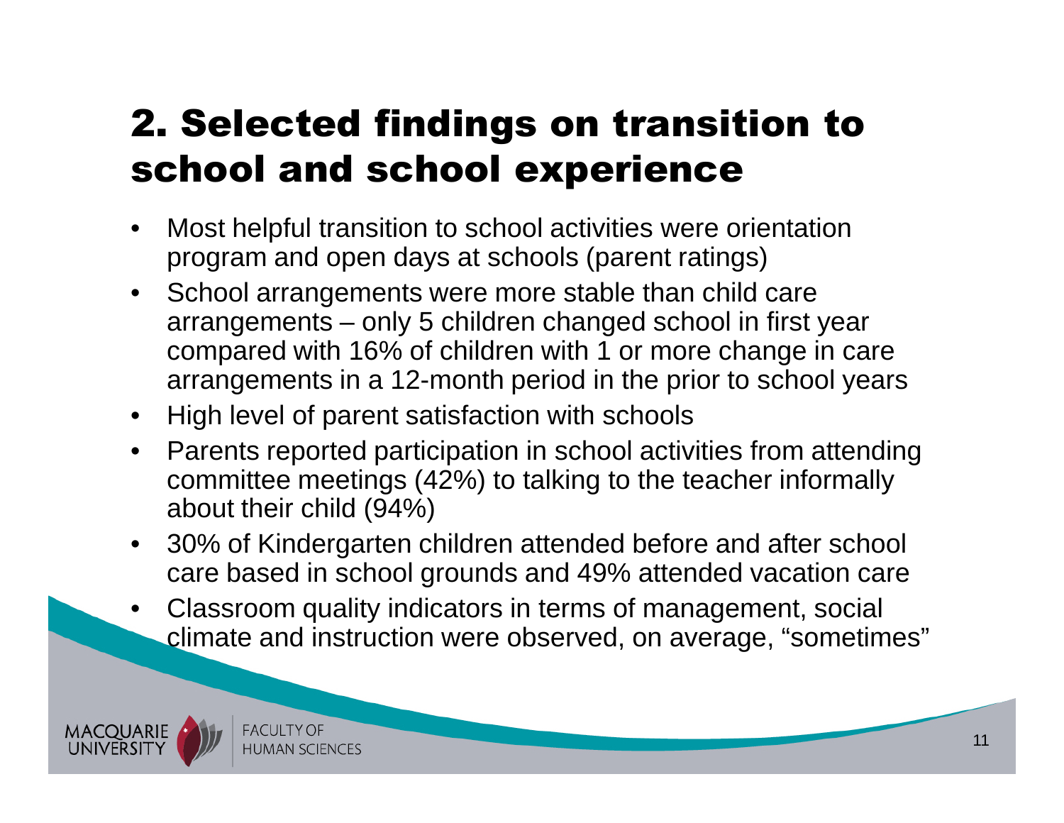## 2. Selected findings on transition to school and school experience

- Most helpful transition to school activities were orientation program and open days at schools (parent ratings)
- School arrangements were more stable than child care arrangements – only 5 children changed school in first year compared with 16% of children with 1 or more change in care arrangements in a 12-month period in the prior to school years
- High level of parent satisfaction with schools
- Parents reported participation in school activities from attending committee meetings (42%) to talking to the teacher informally about their child (94%)
- 30% of Kindergarten children attended before and after school care based in school grounds and 49% attended vacation care
- Classroom quality indicators in terms of management, social climate and instruction were observed, on average, "sometimes"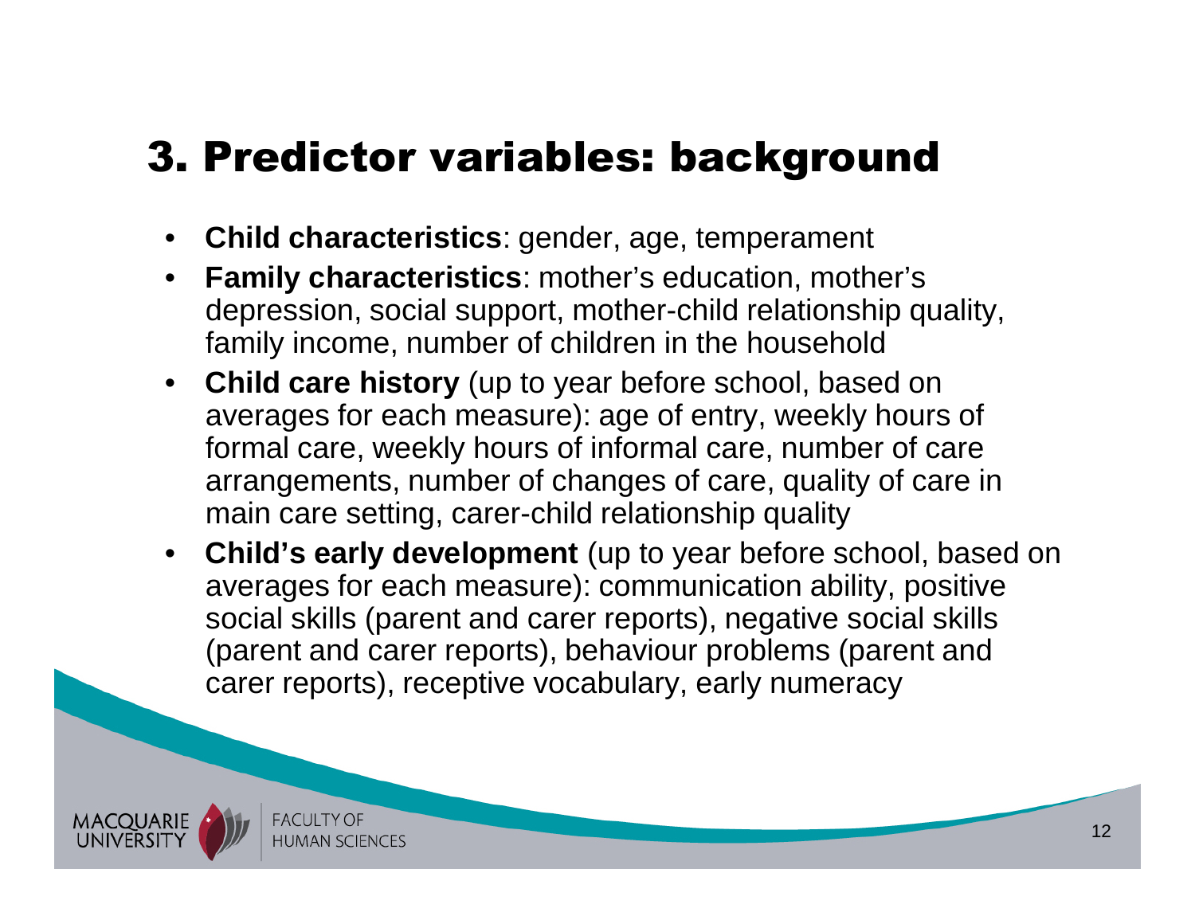# 3. Predictor variables: background

- **Child characteristics**: gender, age, temperament
- **Family characteristics**: mother's education, mother's depression, social support, mother-child relationship quality, family income, number of children in the household
- **Child care history** (up to year before school, based on averages for each measure): age of entry, weekly hours of formal care, weekly hours of informal care, number of care arrangements, number of changes of care, quality of care in main care setting, carer-child relationship quality
- **Child's early development** (up to year before school, based on averages for each measure): communication ability, positive social skills (parent and carer reports), negative social skills (parent and carer reports), behaviour problems (parent and carer reports), receptive vocabulary, early numeracy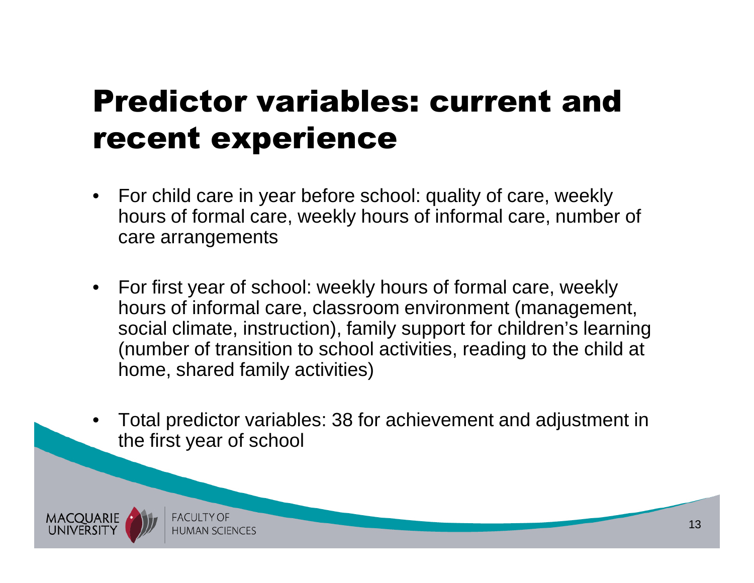# Predictor variables: current and recent experience

- For child care in year before school: quality of care, weekly hours of formal care, weekly hours of informal care, number of care arrangements
- For first year of school: weekly hours of formal care, weekly hours of informal care, classroom environment (management, social climate, instruction), family support for children's learning (number of transition to school activities, reading to the child at home, shared family activities)
- Total predictor variables: 38 for achievement and adjustment in the first year of school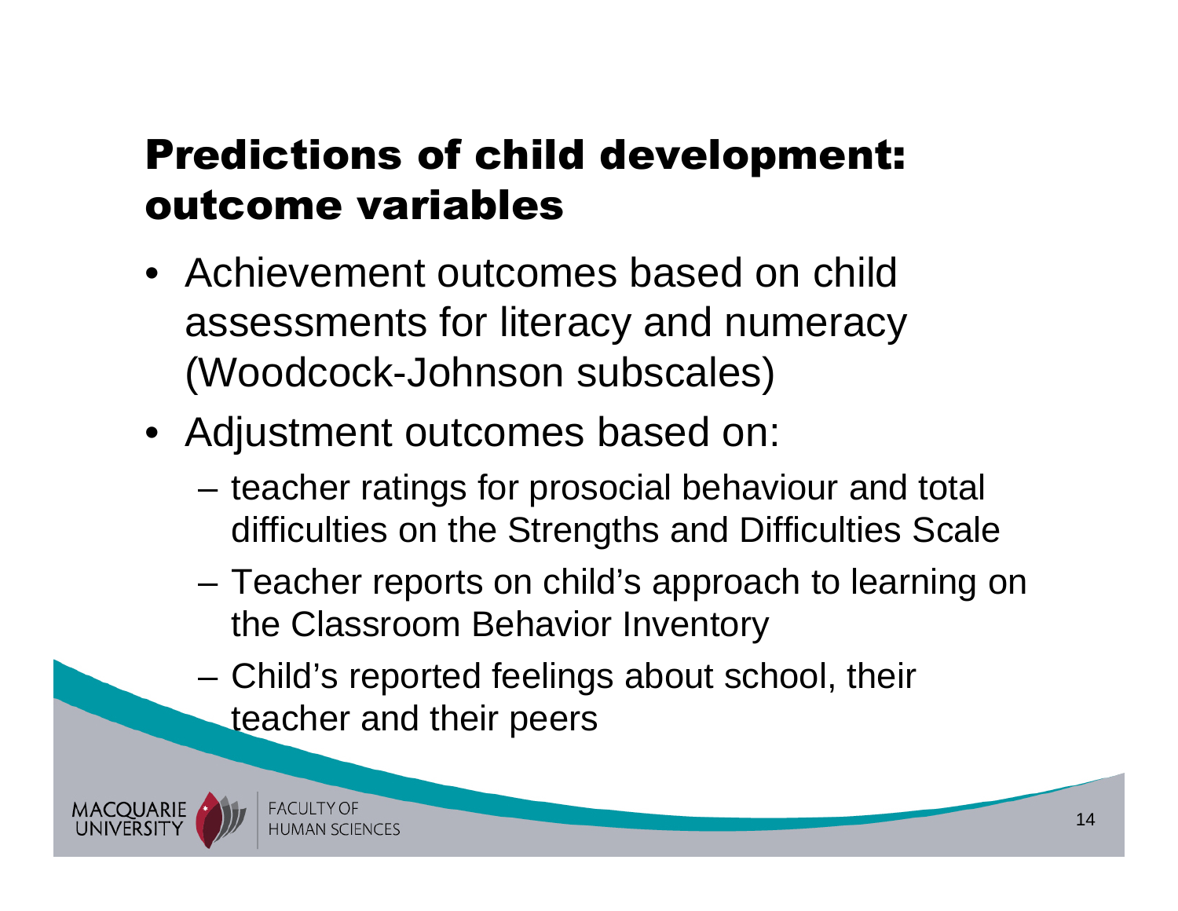## Predictions of child development: outcome variables

- Achievement outcomes based on child assessments for literacy and numeracy (Woodcock-Johnson subscales)
- Adjustment outcomes based on:
  - teacher ratings for prosocial behaviour and total difficulties on the Strengths and Difficulties Scale
  - Teacher reports on child's approach to learning on the Classroom Behavior Inventory
  - Child's reported feelings about school, their teacher and their peers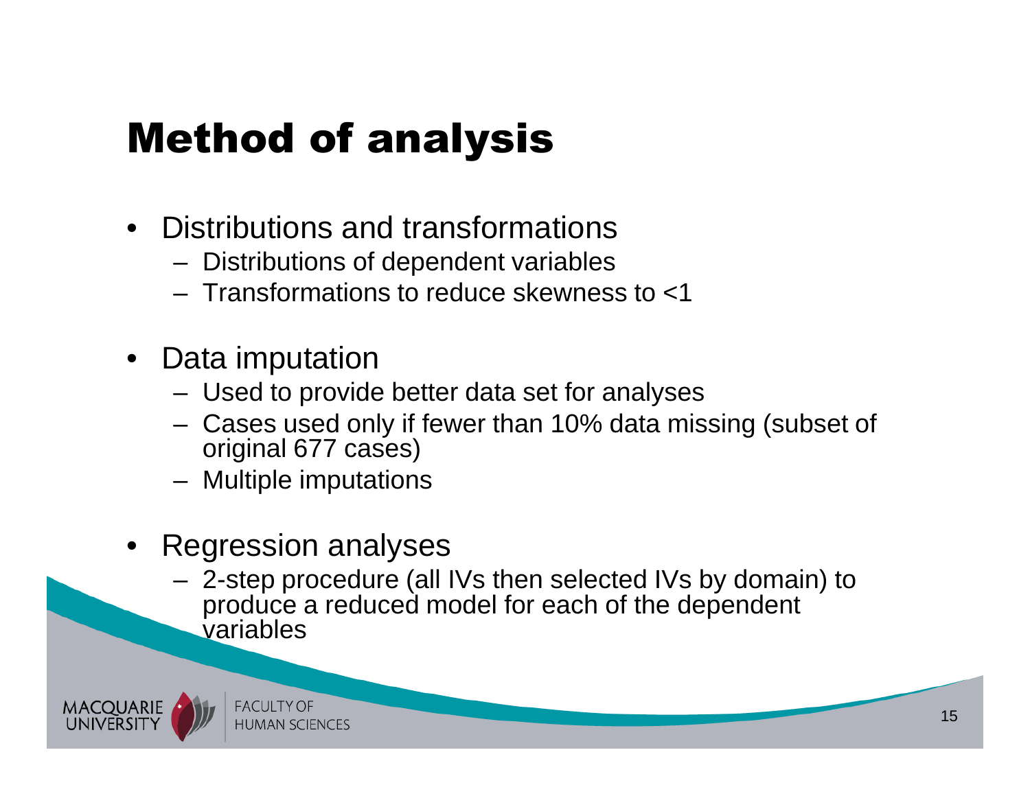# Method of analysis

- Distributions and transformations
  - Distributions of dependent variables
  - Transformations to reduce skewness to <1

- Data imputation
  - Used to provide better data set for analyses
  - Cases used only if fewer than 10% data missing (subset of original 677 cases)
  - Multiple imputations

- Regression analyses
  - 2-step procedure (all IVs then selected IVs by domain) to produce a reduced model for each of the dependent variables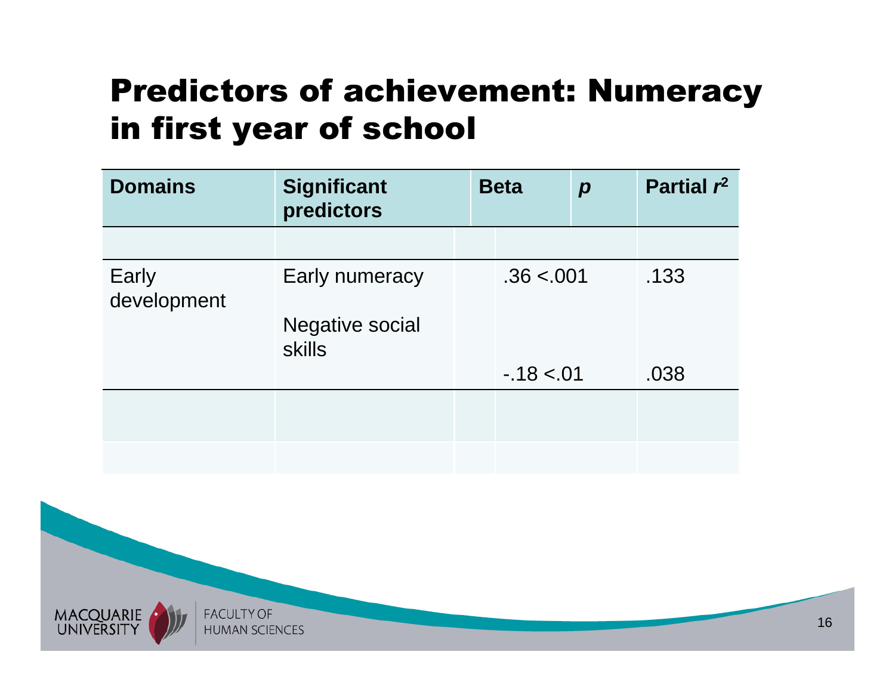# Predictors of achievement: Numeracy in first year of school

| Domains | Significant predictors | Beta | *p* | Partial $r^2$ |
|---|---|---|---|---|
| | | | | |
| Early development | Early numeracy | .36 | <.001 | .133 |
| | Negative social skills | -.18 | <.01 | .038 |
| | | | | |
| | | | | |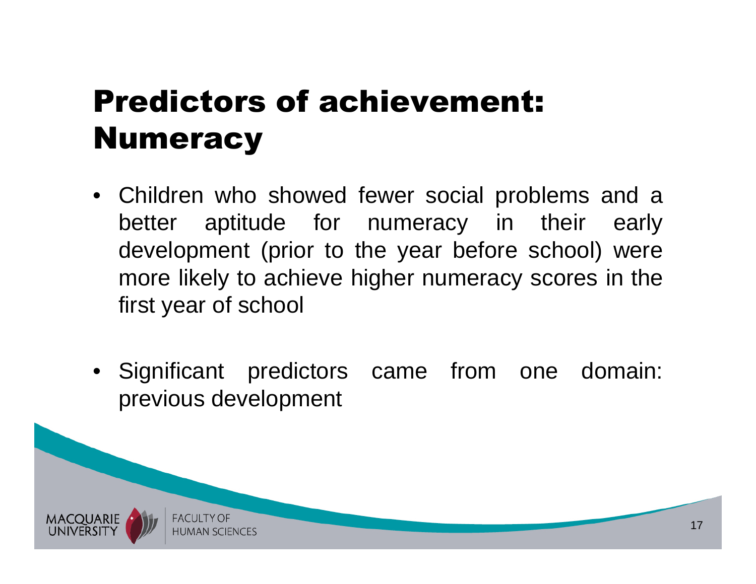# Predictors of achievement: Numeracy

- Children who showed fewer social problems and a better aptitude for numeracy in their early development (prior to the year before school) were more likely to achieve higher numeracy scores in the first year of school
- Significant predictors came from one domain: previous development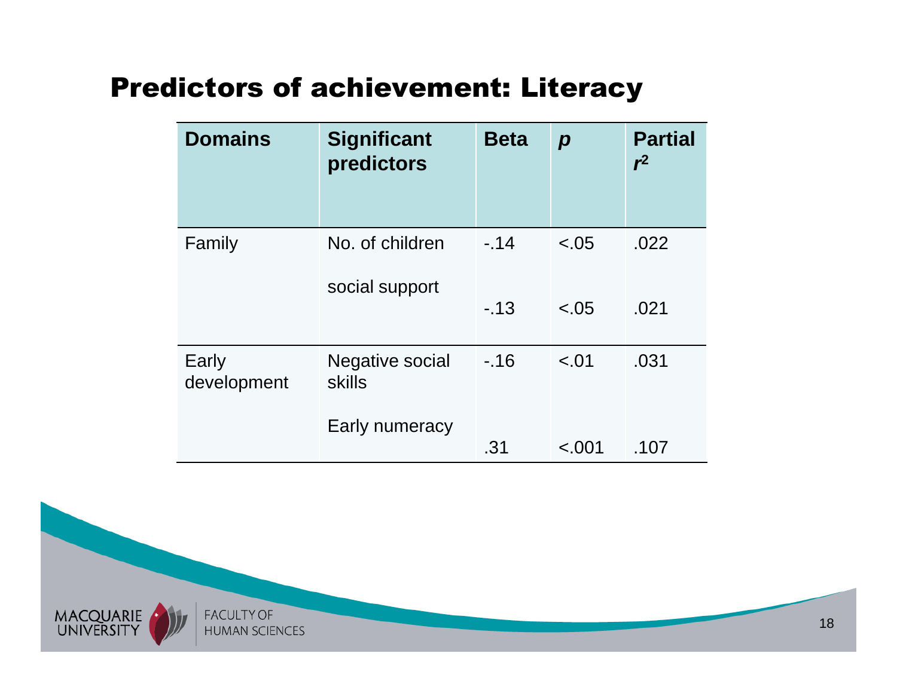## Predictors of achievement: Literacy

| Domains | Significant predictors | Beta | *p* | Partial $r^2$ |
|---|---|---|---|---|
| Family | No. of children | -.14 | <.05 | .022 |
| | social support | -.13 | <.05 | .021 |
| Early development | Negative social skills | -.16 | <.01 | .031 |
| | Early numeracy | .31 | <.001 | .107 |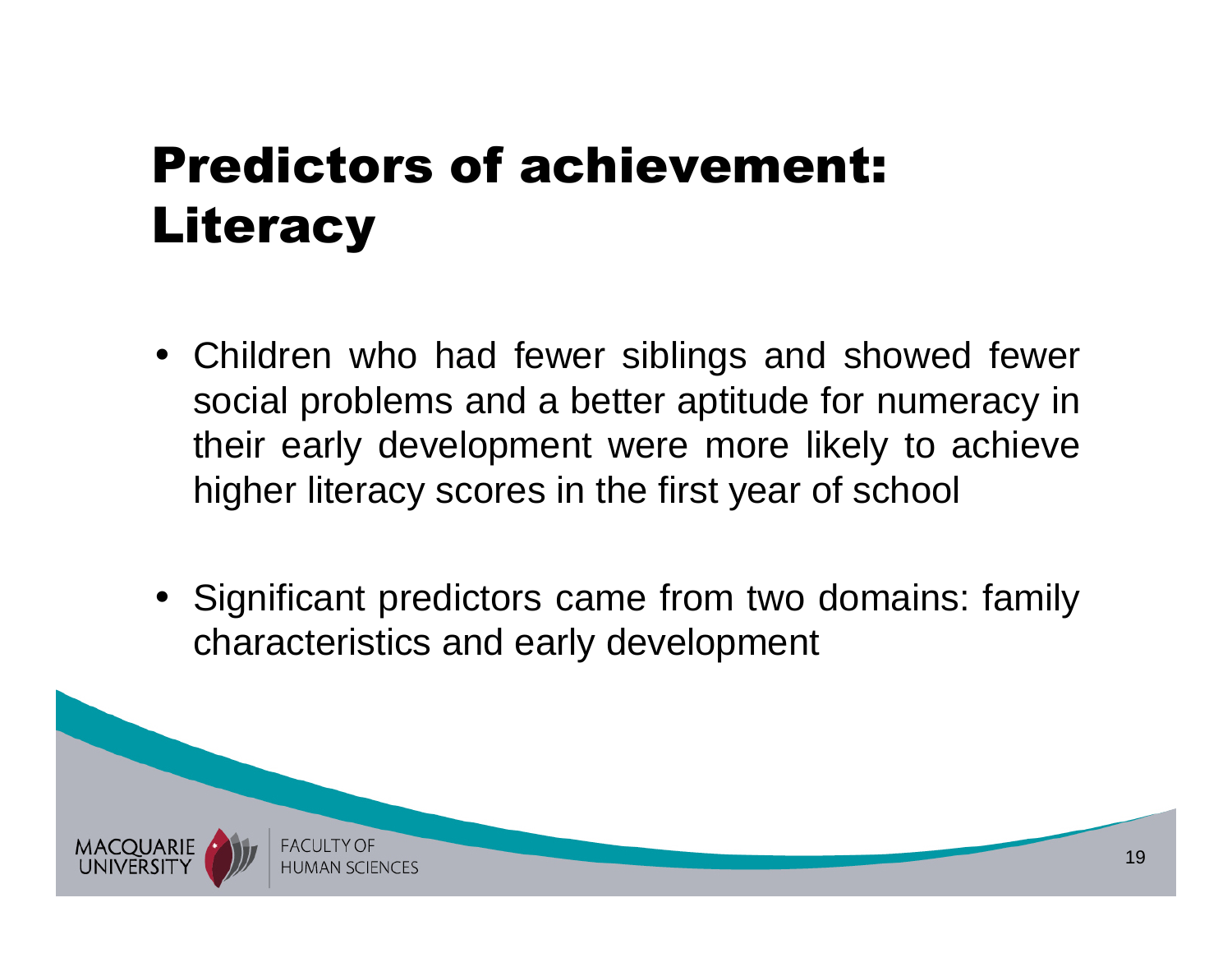# Predictors of achievement: Literacy

- Children who had fewer siblings and showed fewer social problems and a better aptitude for numeracy in their early development were more likely to achieve higher literacy scores in the first year of school
- Significant predictors came from two domains: family characteristics and early development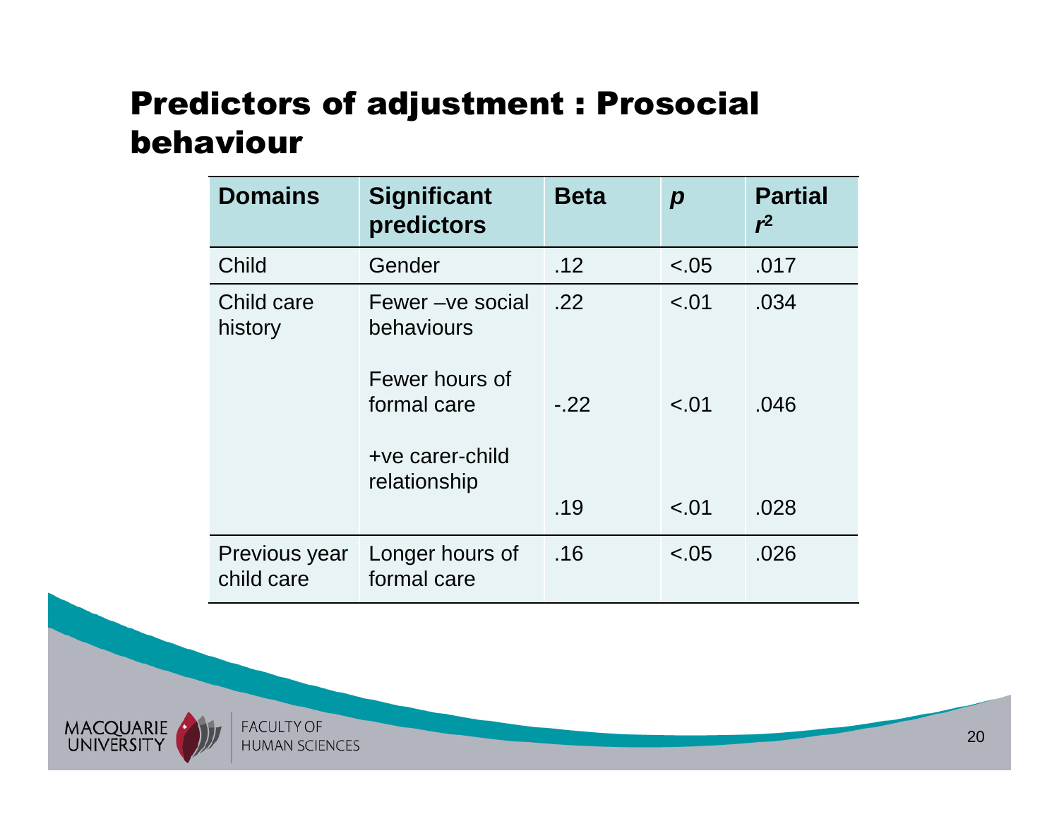## Predictors of adjustment : Prosocial behaviour

| Domains | Significant predictors | Beta | *p* | Partial $r^2$ |
|---|---|---|---|---|
| Child | Gender | .12 | <.05 | .017 |
| Child care history | Fewer –ve social behaviours | .22 | <.01 | .034 |
| | Fewer hours of formal care | -.22 | <.01 | .046 |
| | +ve carer-child relationship | .19 | <.01 | .028 |
| Previous year child care | Longer hours of formal care | .16 | <.05 | .026 |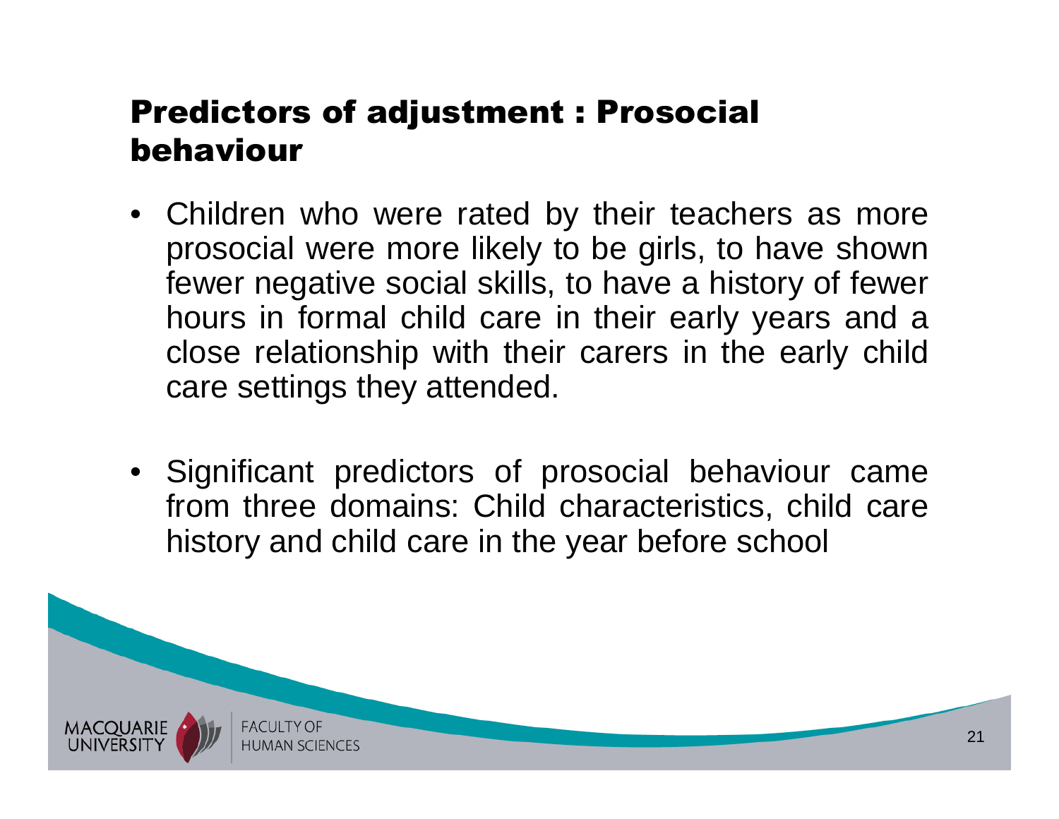## Predictors of adjustment : Prosocial behaviour

- Children who were rated by their teachers as more prosocial were more likely to be girls, to have shown fewer negative social skills, to have a history of fewer hours in formal child care in their early years and a close relationship with their carers in the early child care settings they attended.

- Significant predictors of prosocial behaviour came from three domains: Child characteristics, child care history and child care in the year before school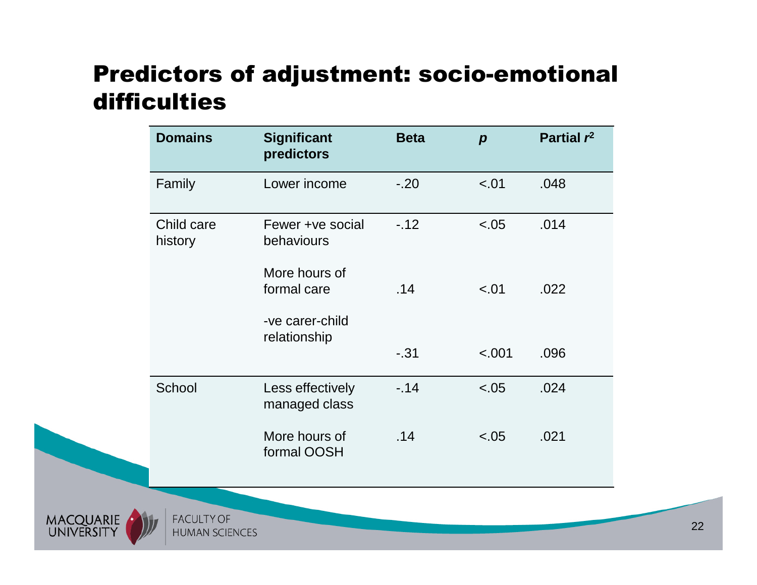# Predictors of adjustment: socio-emotional difficulties

| Domains | Significant predictors | Beta | *p* | Partial $r^2$ |
|---|---|---|---|---|
| Family | Lower income | -.20 | <.01 | .048 |
| Child care history | Fewer +ve social behaviours | -.12 | <.05 | .014 |
| | More hours of formal care | .14 | <.01 | .022 |
| | -ve carer-child relationship | -.31 | <.001 | .096 |
| School | Less effectively managed class | -.14 | <.05 | .024 |
| | More hours of formal OOSH | .14 | <.05 | .021 |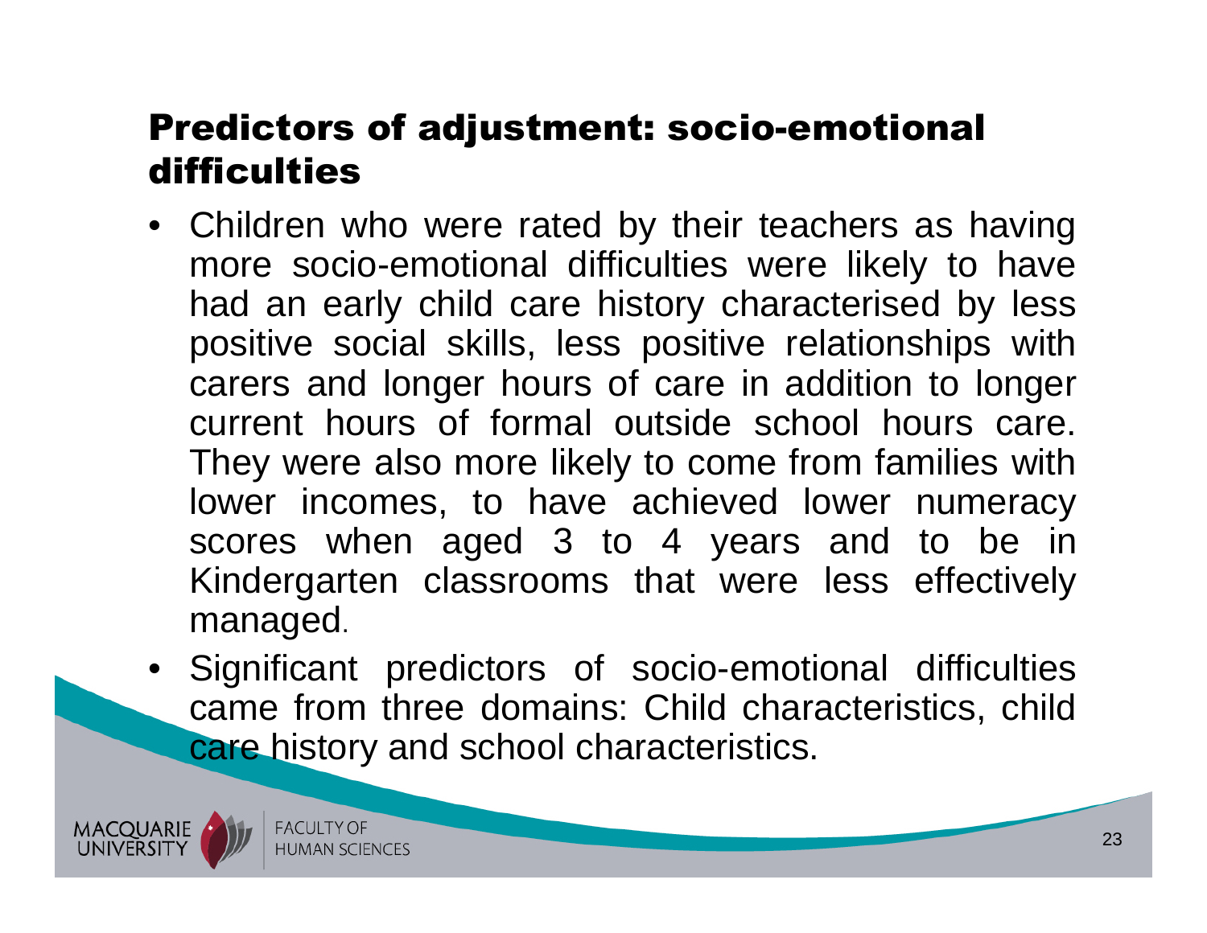## Predictors of adjustment: socio-emotional difficulties

- Children who were rated by their teachers as having more socio-emotional difficulties were likely to have had an early child care history characterised by less positive social skills, less positive relationships with carers and longer hours of care in addition to longer current hours of formal outside school hours care. They were also more likely to come from families with lower incomes, to have achieved lower numeracy scores when aged 3 to 4 years and to be in Kindergarten classrooms that were less effectively managed.
- Significant predictors of socio-emotional difficulties came from three domains: Child characteristics, child care history and school characteristics.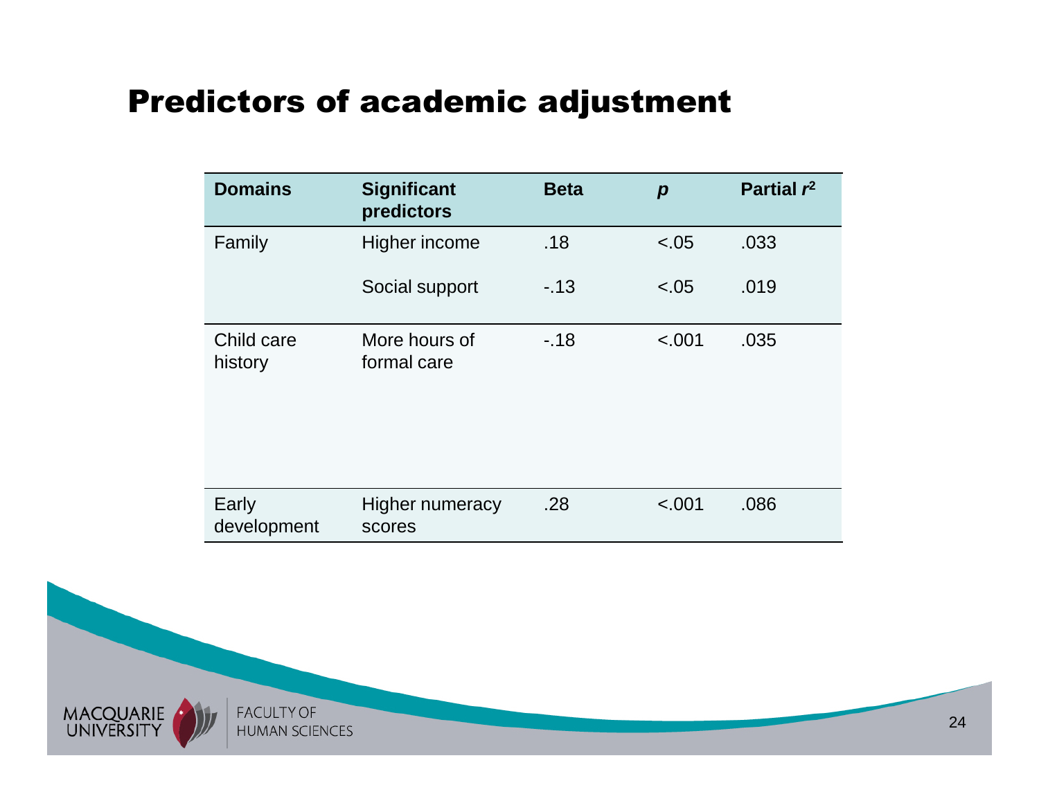# Predictors of academic adjustment

| Domains | Significant predictors | Beta | *p* | Partial $r^2$ |
|---|---|---|---|---|
| Family | Higher income | .18 | <.05 | .033 |
| | Social support | -.13 | <.05 | .019 |
| Child care history | More hours of formal care | -.18 | <.001 | .035 |
| Early development | Higher numeracy scores | .28 | <.001 | .086 |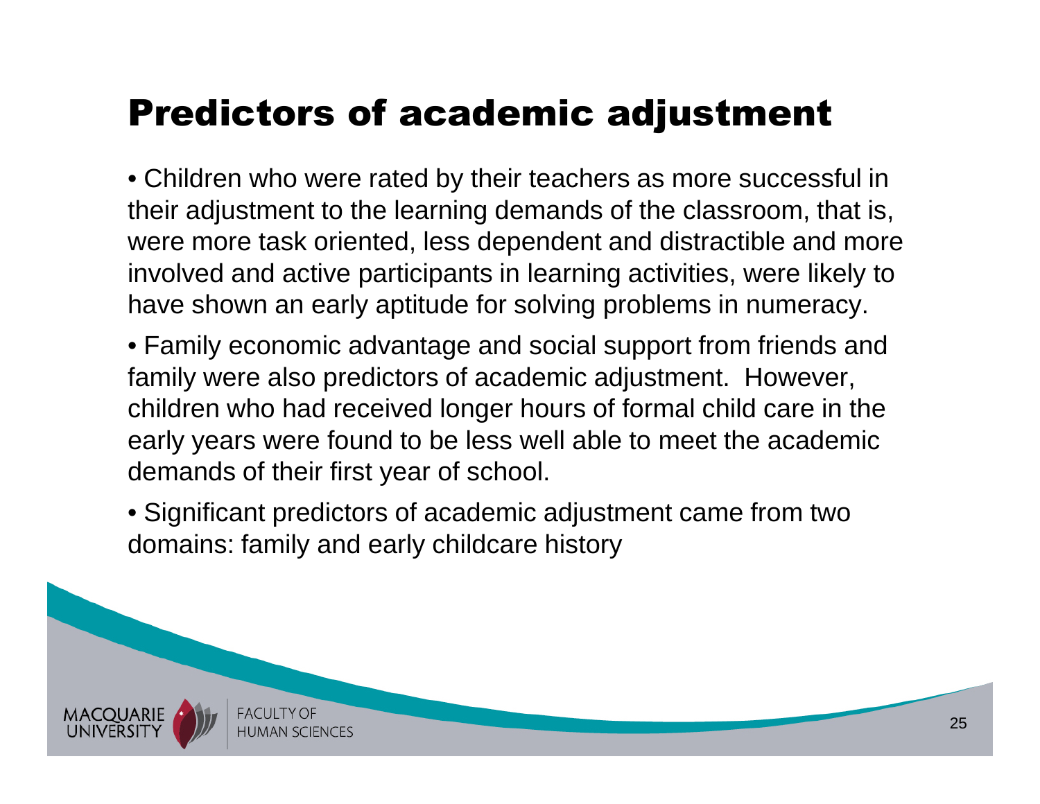# Predictors of academic adjustment

- Children who were rated by their teachers as more successful in their adjustment to the learning demands of the classroom, that is, were more task oriented, less dependent and distractible and more involved and active participants in learning activities, were likely to have shown an early aptitude for solving problems in numeracy.
- Family economic advantage and social support from friends and family were also predictors of academic adjustment. However, children who had received longer hours of formal child care in the early years were found to be less well able to meet the academic demands of their first year of school.
- Significant predictors of academic adjustment came from two domains: family and early childcare history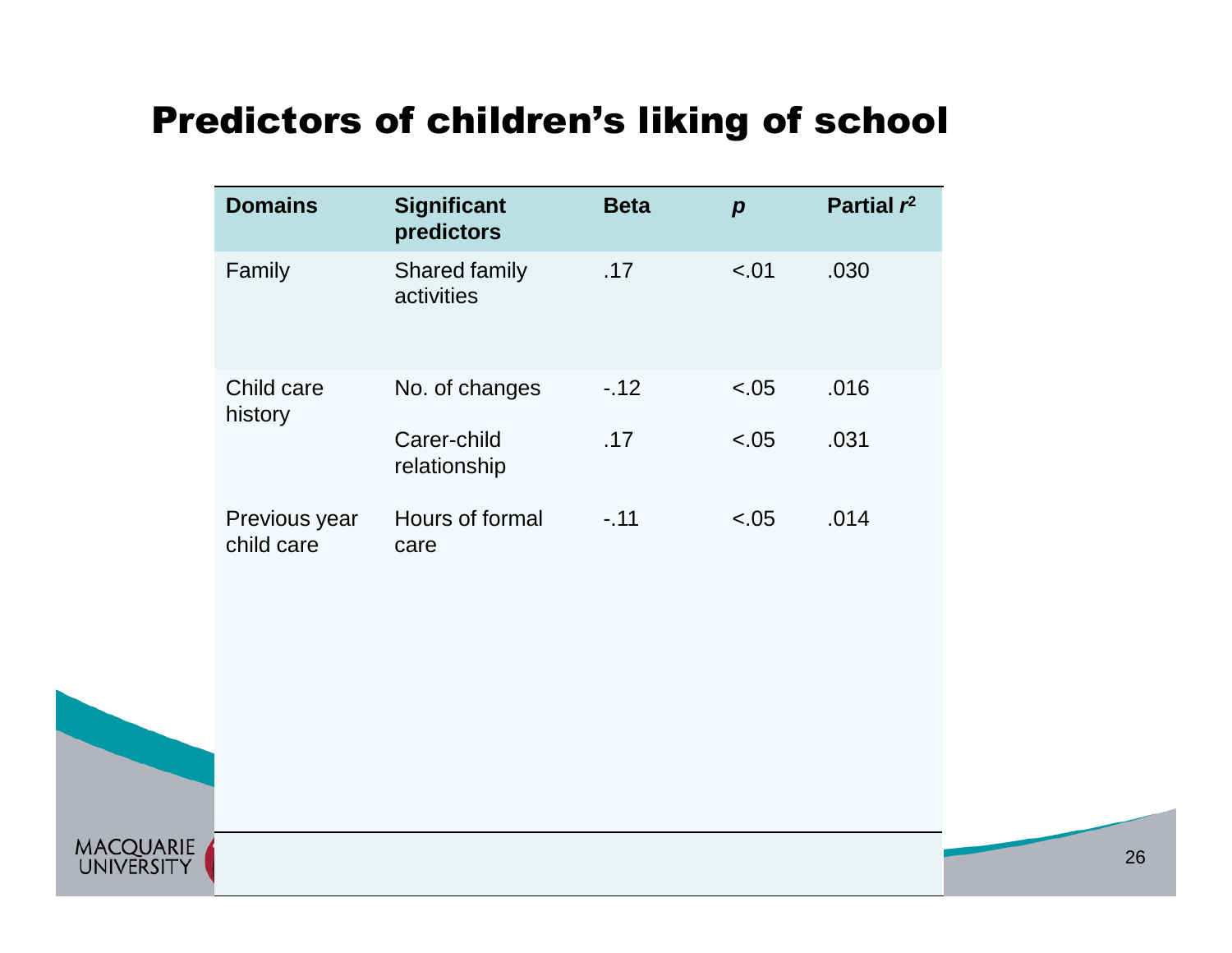# Predictors of children's liking of school

| Domains | Significant predictors | Beta | *p* | Partial $r^2$ |
|---|---|---|---|---|
| Family | Shared family activities | .17 | <.01 | .030 |
| Child care history | No. of changes | -.12 | <.05 | .016 |
| | Carer-child relationship | .17 | <.05 | .031 |
| Previous year child care | Hours of formal care | -.11 | <.05 | .014 |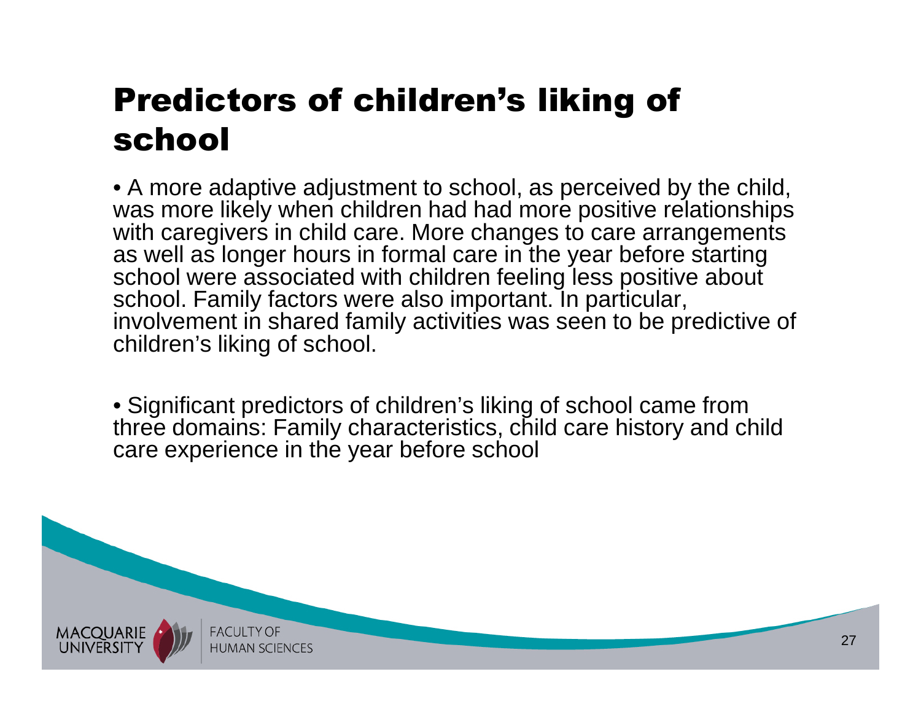# Predictors of children's liking of school

- A more adaptive adjustment to school, as perceived by the child, was more likely when children had had more positive relationships with caregivers in child care. More changes to care arrangements as well as longer hours in formal care in the year before starting school were associated with children feeling less positive about school. Family factors were also important. In particular, involvement in shared family activities was seen to be predictive of children's liking of school.

- Significant predictors of children's liking of school came from three domains: Family characteristics, child care history and child care experience in the year before school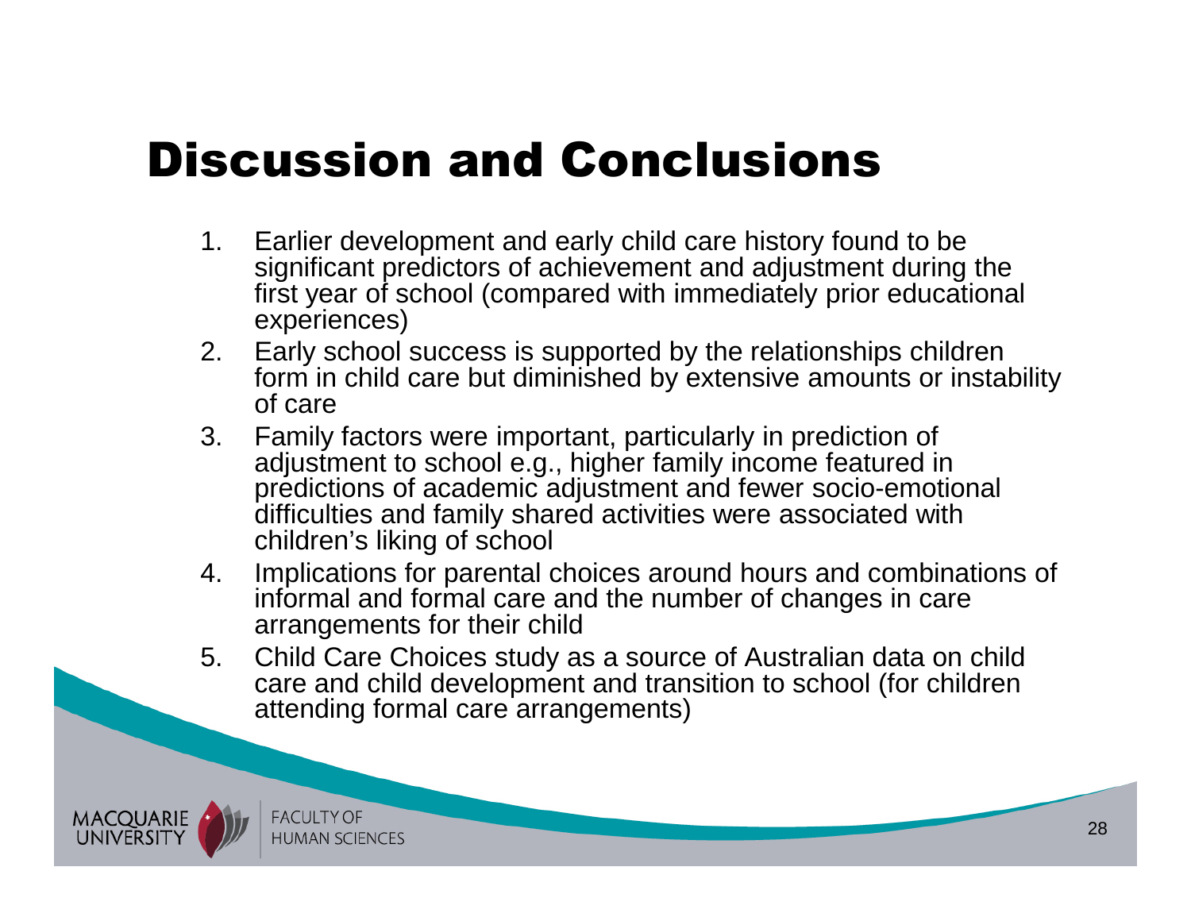# Discussion and Conclusions

1. Earlier development and early child care history found to be significant predictors of achievement and adjustment during the first year of school (compared with immediately prior educational experiences)
2. Early school success is supported by the relationships children form in child care but diminished by extensive amounts or instability of care
3. Family factors were important, particularly in prediction of adjustment to school e.g., higher family income featured in predictions of academic adjustment and fewer socio-emotional difficulties and family shared activities were associated with children's liking of school
4. Implications for parental choices around hours and combinations of informal and formal care and the number of changes in care arrangements for their child
5. Child Care Choices study as a source of Australian data on child care and child development and transition to school (for children attending formal care arrangements)